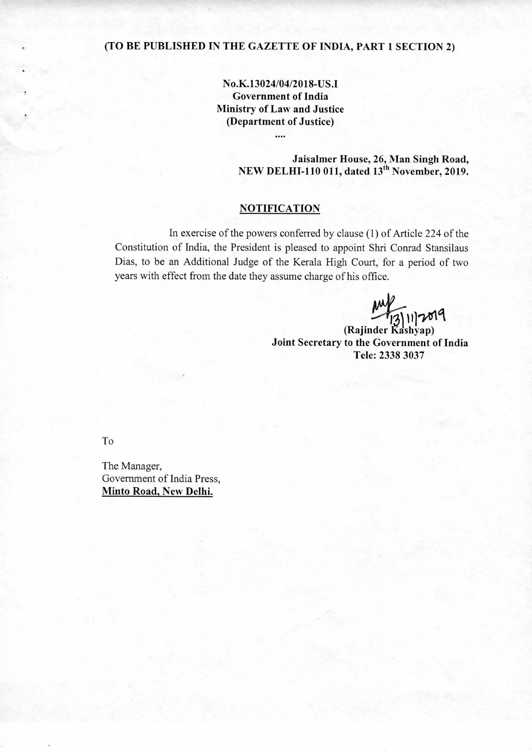**(TO BE PUBLISHED IN THE GAZETTE OF INDIA, PART 1 SECTION 2)**

**No.K.13024/04/2018-US.I**
**Government of India**
**Ministry of Law and Justice**
**(Department of Justice)**
....

**Jaisalmer House, 26, Man Singh Road,**
**NEW DELHI-110 011, dated 13th November, 2019.**

## NOTIFICATION

In exercise of the powers conferred by clause (1) of Article 224 of the Constitution of India, the President is pleased to appoint Shri Conrad Stansilaus Dias, to be an Additional Judge of the Kerala High Court, for a period of two years with effect from the date they assume charge of his office.

13/11/2019
**(Rajinder Kashyap)**
**Joint Secretary to the Government of India**
**Tele: 2338 3037**

To

The Manager,
Government of India Press,
**Minto Road, New Delhi.**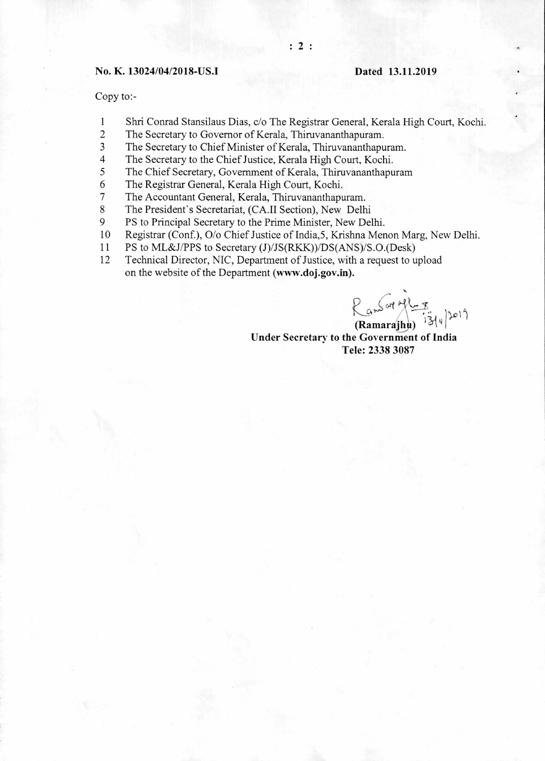**No. K. 13024/04/2018-US.I** **Dated 13.11.2019**

Copy to:-

1. Shri Conrad Stansilaus Dias, c/o The Registrar General, Kerala High Court, Kochi.
2. The Secretary to Governor of Kerala, Thiruvananthapuram.
3. The Secretary to Chief Minister of Kerala, Thiruvananthapuram.
4. The Secretary to the Chief Justice, Kerala High Court, Kochi.
5. The Chief Secretary, Government of Kerala, Thiruvananthapuram
6. The Registrar General, Kerala High Court, Kochi.
7. The Accountant General, Kerala, Thiruvananthapuram.
8. The President's Secretariat, (CA.II Section), New Delhi
9. PS to Principal Secretary to the Prime Minister, New Delhi.
10. Registrar (Conf.), O/o Chief Justice of India,5, Krishna Menon Marg, New Delhi.
11. PS to ML&J/PPS to Secretary (J)/JS(RKK))/DS(ANS)/S.O.(Desk)
12. Technical Director, NIC, Department of Justice, with a request to upload on the website of the Department (**www.doj.gov.in**).

13/11/2019

**(Ramarajhu)**
**Under Secretary to the Government of India**
**Tele: 2338 3087**